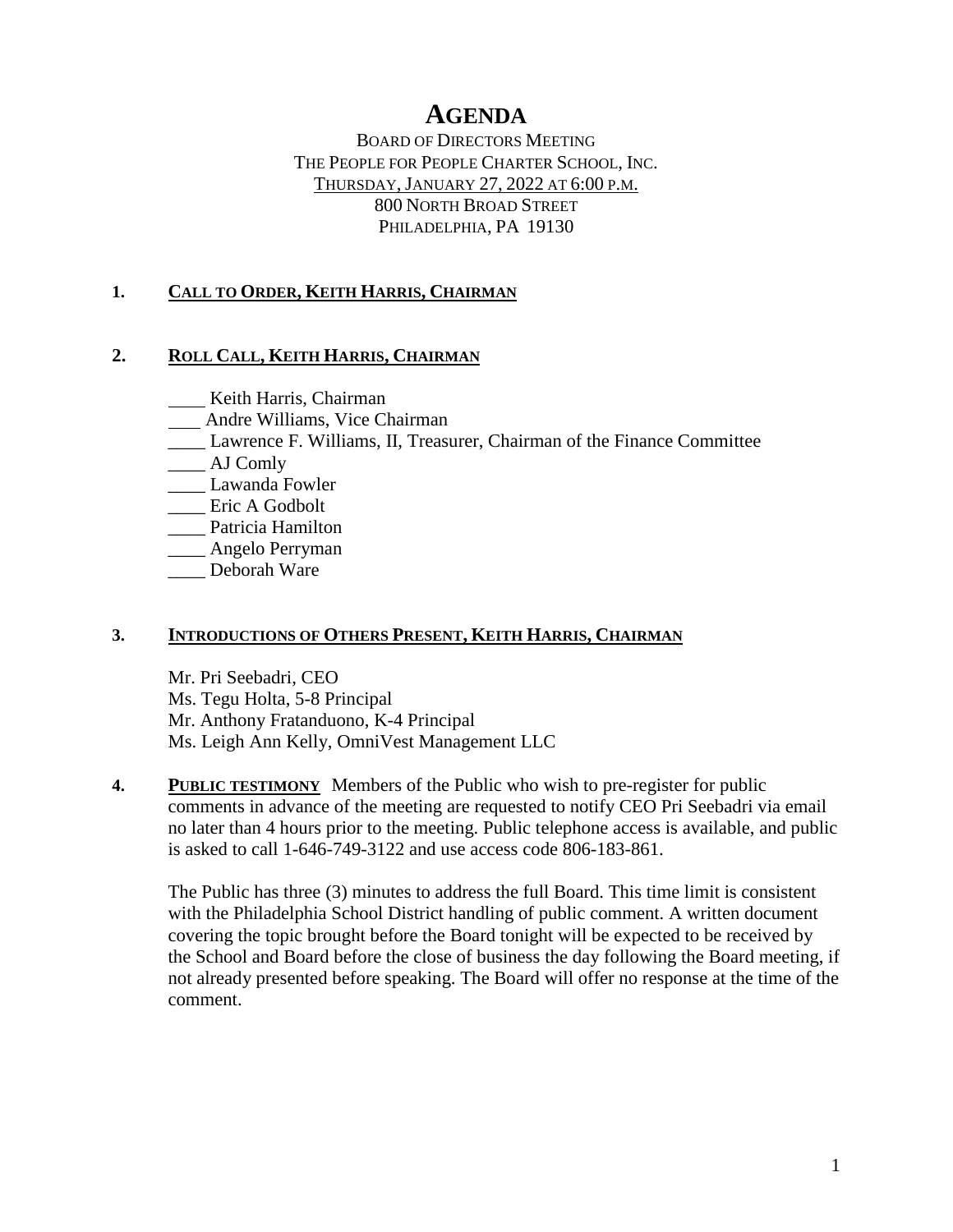# AGENDA

BOARD OF DIRECTORS MEETING
THE PEOPLE FOR PEOPLE CHARTER SCHOOL, INC.
THURSDAY, JANUARY 27, 2022 AT 6:00 P.M.
800 NORTH BROAD STREET
PHILADELPHIA, PA 19130

**1. CALL TO ORDER, KEITH HARRIS, CHAIRMAN**

**2. ROLL CALL, KEITH HARRIS, CHAIRMAN**

____ Keith Harris, Chairman
____ Andre Williams, Vice Chairman
____ Lawrence F. Williams, II, Treasurer, Chairman of the Finance Committee
____ AJ Comly
____ Lawanda Fowler
____ Eric A Godbolt
____ Patricia Hamilton
____ Angelo Perryman
____ Deborah Ware

**3. INTRODUCTIONS OF OTHERS PRESENT, KEITH HARRIS, CHAIRMAN**

Mr. Pri Seebadri, CEO
Ms. Tegu Holta, 5-8 Principal
Mr. Anthony Fratanduono, K-4 Principal
Ms. Leigh Ann Kelly, OmniVest Management LLC

**4. PUBLIC TESTIMONY** Members of the Public who wish to pre-register for public comments in advance of the meeting are requested to notify CEO Pri Seebadri via email no later than 4 hours prior to the meeting. Public telephone access is available, and public is asked to call 1-646-749-3122 and use access code 806-183-861.

The Public has three (3) minutes to address the full Board. This time limit is consistent with the Philadelphia School District handling of public comment. A written document covering the topic brought before the Board tonight will be expected to be received by the School and Board before the close of business the day following the Board meeting, if not already presented before speaking. The Board will offer no response at the time of the comment.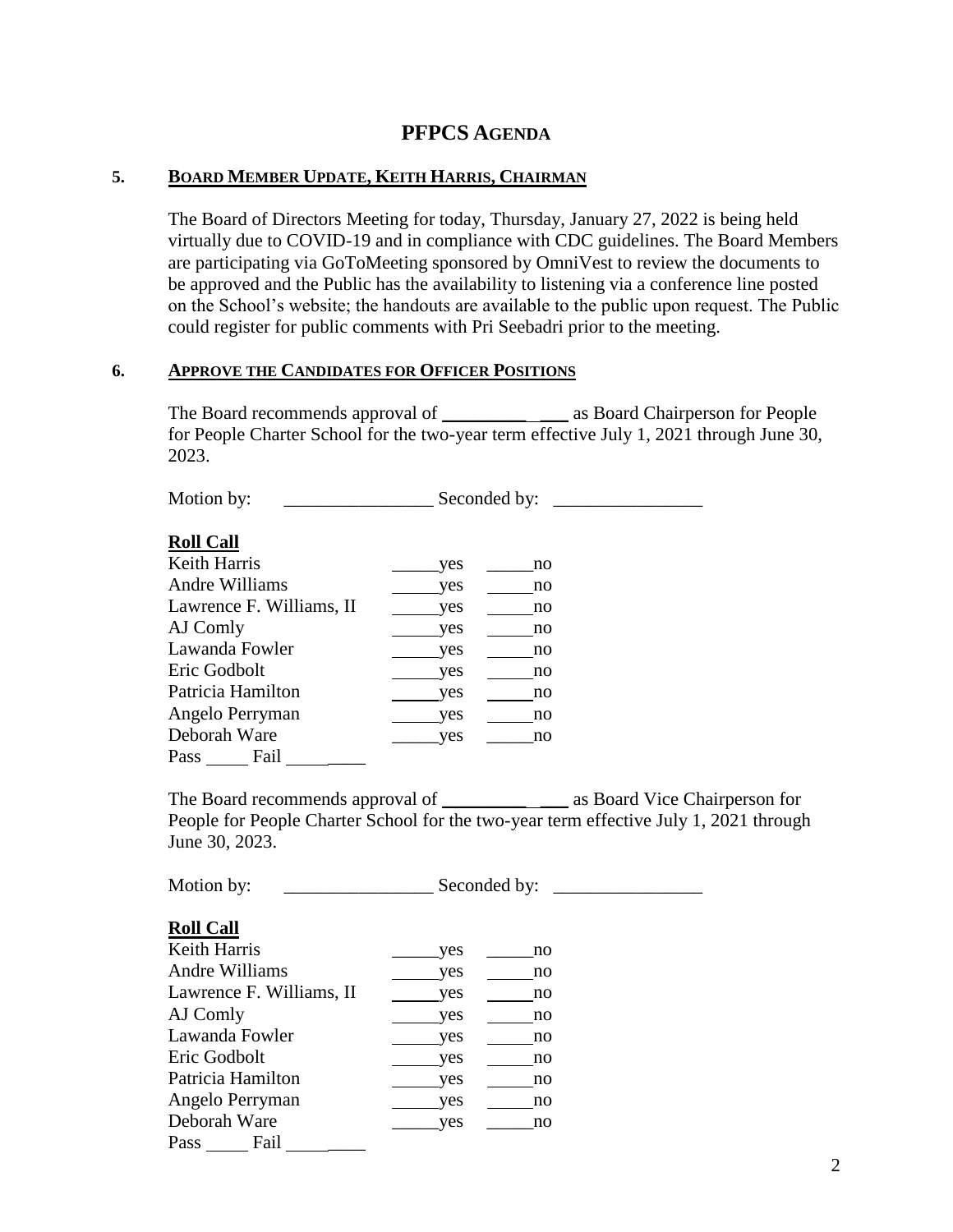# PFPCS AGENDA

## 5. BOARD MEMBER UPDATE, KEITH HARRIS, CHAIRMAN

The Board of Directors Meeting for today, Thursday, January 27, 2022 is being held virtually due to COVID-19 and in compliance with CDC guidelines. The Board Members are participating via GoToMeeting sponsored by OmniVest to review the documents to be approved and the Public has the availability to listening via a conference line posted on the School's website; the handouts are available to the public upon request. The Public could register for public comments with Pri Seebadri prior to the meeting.

## 6. APPROVE THE CANDIDATES FOR OFFICER POSITIONS

The Board recommends approval of ____________ as Board Chairperson for People for People Charter School for the two-year term effective July 1, 2021 through June 30, 2023.

Motion by: ________________ Seconded by: ________________

**Roll Call**

| | | |
|---|---|---|
| Keith Harris | _____yes | _____no |
| Andre Williams | _____yes | _____no |
| Lawrence F. Williams, II | _____yes | _____no |
| AJ Comly | _____yes | _____no |
| Lawanda Fowler | _____yes | _____no |
| Eric Godbolt | _____yes | _____no |
| Patricia Hamilton | _____yes | _____no |
| Angelo Perryman | _____yes | _____no |
| Deborah Ware | _____yes | _____no |

Pass _____ Fail _________

The Board recommends approval of ____________ as Board Vice Chairperson for People for People Charter School for the two-year term effective July 1, 2021 through June 30, 2023.

Motion by: ________________ Seconded by: ________________

**Roll Call**

| | | |
|---|---|---|
| Keith Harris | _____yes | _____no |
| Andre Williams | _____yes | _____no |
| Lawrence F. Williams, II | _____yes | _____no |
| AJ Comly | _____yes | _____no |
| Lawanda Fowler | _____yes | _____no |
| Eric Godbolt | _____yes | _____no |
| Patricia Hamilton | _____yes | _____no |
| Angelo Perryman | _____yes | _____no |
| Deborah Ware | _____yes | _____no |

Pass _____ Fail _________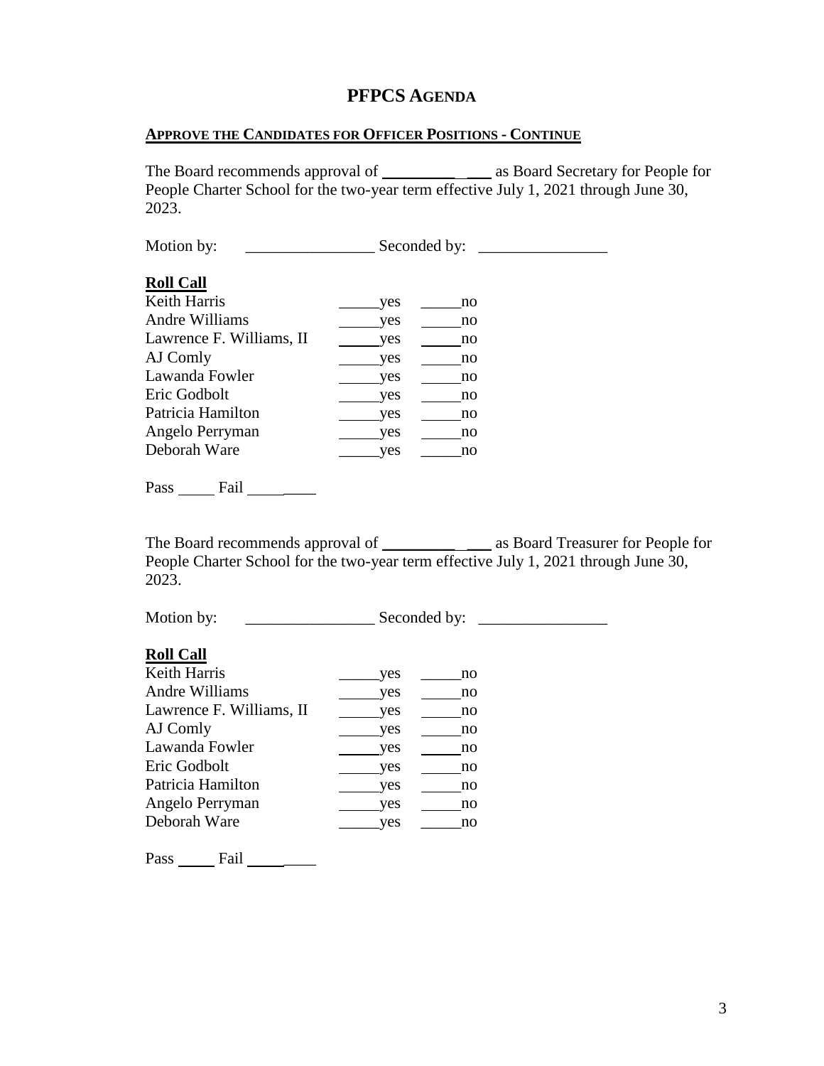# PFPCS AGENDA

**APPROVE THE CANDIDATES FOR OFFICER POSITIONS - CONTINUE**

The Board recommends approval of ____________ as Board Secretary for People for People Charter School for the two-year term effective July 1, 2021 through June 30, 2023.

Motion by: ________________ Seconded by: ________________

**Roll Call**

| | | |
|---|---|---|
| Keith Harris | _____yes | _____no |
| Andre Williams | _____yes | _____no |
| Lawrence F. Williams, II | _____yes | _____no |
| AJ Comly | _____yes | _____no |
| Lawanda Fowler | _____yes | _____no |
| Eric Godbolt | _____yes | _____no |
| Patricia Hamilton | _____yes | _____no |
| Angelo Perryman | _____yes | _____no |
| Deborah Ware | _____yes | _____no |

Pass _____ Fail _________

The Board recommends approval of ____________ as Board Treasurer for People for People Charter School for the two-year term effective July 1, 2021 through June 30, 2023.

Motion by: ________________ Seconded by: ________________

**Roll Call**

| | | |
|---|---|---|
| Keith Harris | _____yes | _____no |
| Andre Williams | _____yes | _____no |
| Lawrence F. Williams, II | _____yes | _____no |
| AJ Comly | _____yes | _____no |
| Lawanda Fowler | _____yes | _____no |
| Eric Godbolt | _____yes | _____no |
| Patricia Hamilton | _____yes | _____no |
| Angelo Perryman | _____yes | _____no |
| Deborah Ware | _____yes | _____no |

Pass _____ Fail _________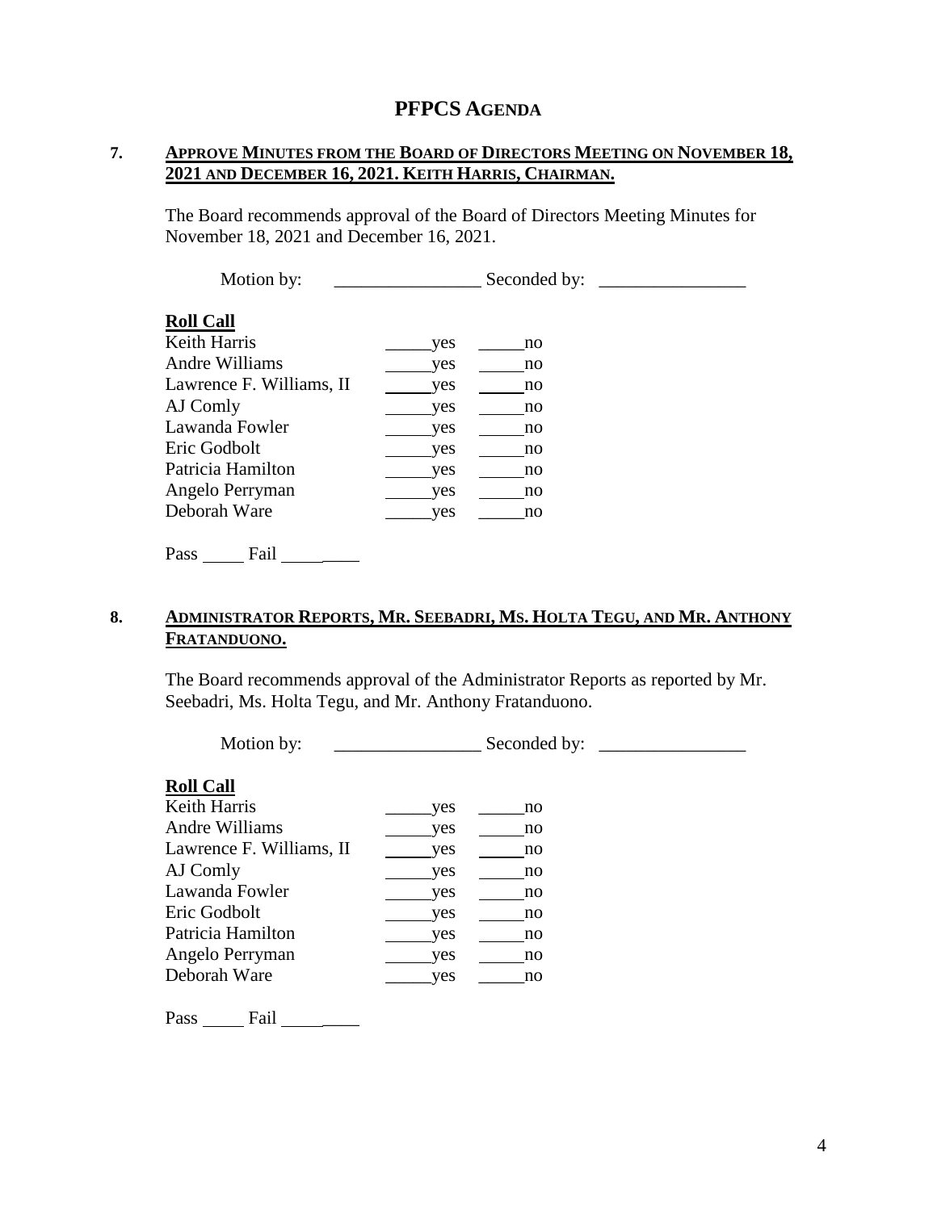# PFPCS AGENDA

## 7. APPROVE MINUTES FROM THE BOARD OF DIRECTORS MEETING ON NOVEMBER 18, 2021 AND DECEMBER 16, 2021. KEITH HARRIS, CHAIRMAN.

The Board recommends approval of the Board of Directors Meeting Minutes for November 18, 2021 and December 16, 2021.

Motion by: ________________ Seconded by: ________________

**Roll Call**

| | | |
|---|---|---|
| Keith Harris | _____yes | _____no |
| Andre Williams | _____yes | _____no |
| Lawrence F. Williams, II | _____yes | _____no |
| AJ Comly | _____yes | _____no |
| Lawanda Fowler | _____yes | _____no |
| Eric Godbolt | _____yes | _____no |
| Patricia Hamilton | _____yes | _____no |
| Angelo Perryman | _____yes | _____no |
| Deborah Ware | _____yes | _____no |

Pass _____ Fail _________

## 8. ADMINISTRATOR REPORTS, MR. SEEBADRI, MS. HOLTA TEGU, AND MR. ANTHONY FRATANDUONO.

The Board recommends approval of the Administrator Reports as reported by Mr. Seebadri, Ms. Holta Tegu, and Mr. Anthony Fratanduono.

Motion by: ________________ Seconded by: ________________

**Roll Call**

| | | |
|---|---|---|
| Keith Harris | _____yes | _____no |
| Andre Williams | _____yes | _____no |
| Lawrence F. Williams, II | _____yes | _____no |
| AJ Comly | _____yes | _____no |
| Lawanda Fowler | _____yes | _____no |
| Eric Godbolt | _____yes | _____no |
| Patricia Hamilton | _____yes | _____no |
| Angelo Perryman | _____yes | _____no |
| Deborah Ware | _____yes | _____no |

Pass _____ Fail _________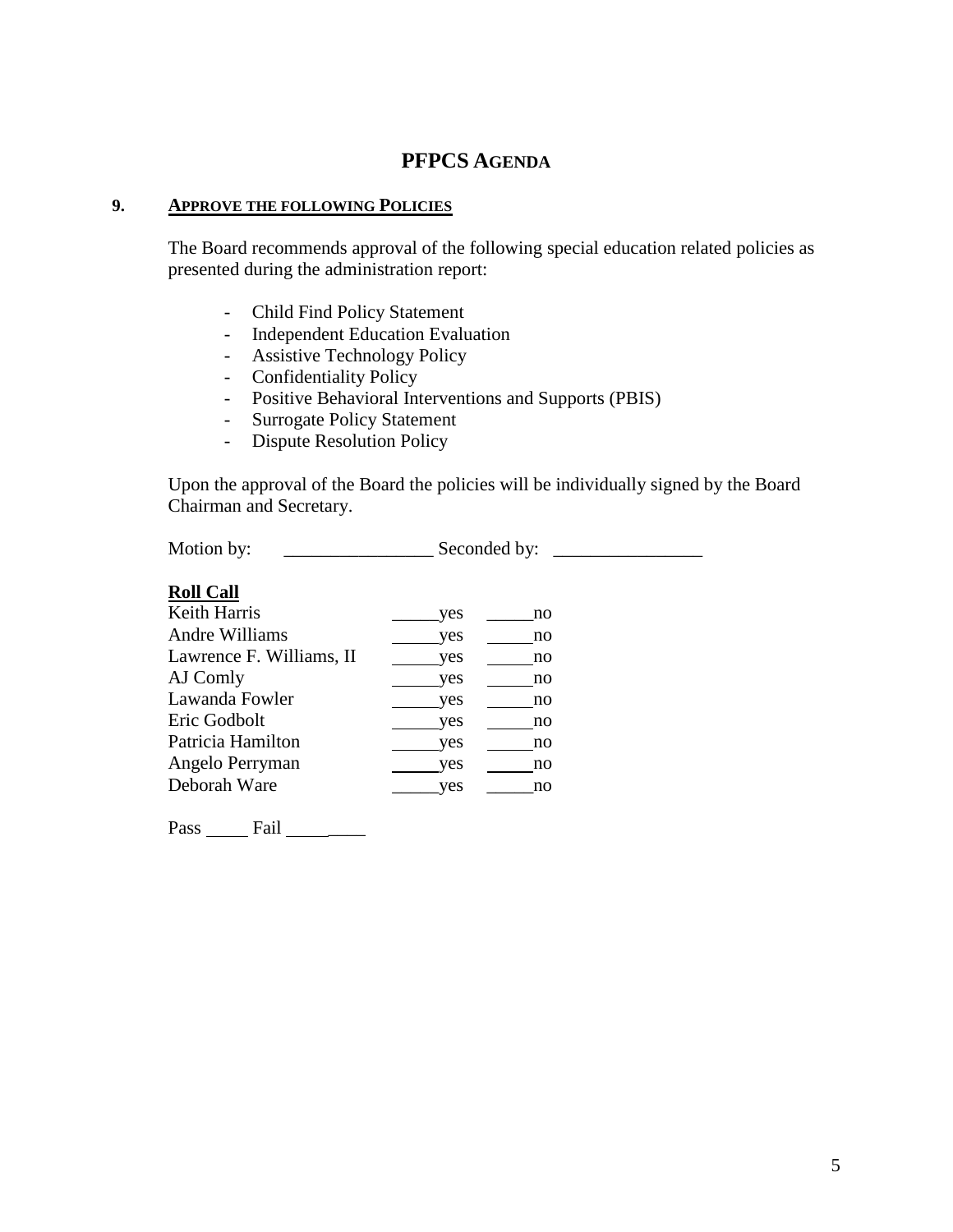# PFPCS AGENDA

## 9. APPROVE THE FOLLOWING POLICIES

The Board recommends approval of the following special education related policies as presented during the administration report:

- Child Find Policy Statement
- Independent Education Evaluation
- Assistive Technology Policy
- Confidentiality Policy
- Positive Behavioral Interventions and Supports (PBIS)
- Surrogate Policy Statement
- Dispute Resolution Policy

Upon the approval of the Board the policies will be individually signed by the Board Chairman and Secretary.

Motion by: ________________ Seconded by: ________________

**Roll Call**

| | | |
|---|---|---|
| Keith Harris | _____yes | _____no |
| Andre Williams | _____yes | _____no |
| Lawrence F. Williams, II | _____yes | _____no |
| AJ Comly | _____yes | _____no |
| Lawanda Fowler | _____yes | _____no |
| Eric Godbolt | _____yes | _____no |
| Patricia Hamilton | _____yes | _____no |
| Angelo Perryman | _____yes | _____no |
| Deborah Ware | _____yes | _____no |

Pass _____ Fail _________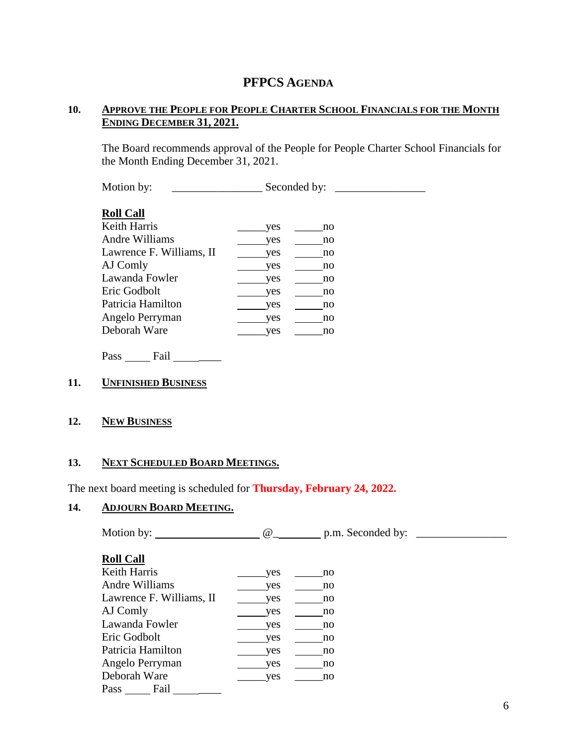# PFPCS AGENDA

## 10. APPROVE THE PEOPLE FOR PEOPLE CHARTER SCHOOL FINANCIALS FOR THE MONTH ENDING DECEMBER 31, 2021.

The Board recommends approval of the People for People Charter School Financials for the Month Ending December 31, 2021.

Motion by: ________________ Seconded by: ________________

**Roll Call**

| | | |
|---|---|---|
| Keith Harris | _____yes | _____no |
| Andre Williams | _____yes | _____no |
| Lawrence F. Williams, II | _____yes | _____no |
| AJ Comly | _____yes | _____no |
| Lawanda Fowler | _____yes | _____no |
| Eric Godbolt | _____yes | _____no |
| Patricia Hamilton | _____yes | _____no |
| Angelo Perryman | _____yes | _____no |
| Deborah Ware | _____yes | _____no |

Pass _____ Fail _________

## 11. UNFINISHED BUSINESS

## 12. NEW BUSINESS

## 13. NEXT SCHEDULED BOARD MEETINGS.

The next board meeting is scheduled for **Thursday, February 24, 2022.**

## 14. ADJOURN BOARD MEETING.

Motion by: ___________________ @_________ p.m. Seconded by: ________________

**Roll Call**

| | | |
|---|---|---|
| Keith Harris | _____yes | _____no |
| Andre Williams | _____yes | _____no |
| Lawrence F. Williams, II | _____yes | _____no |
| AJ Comly | _____yes | _____no |
| Lawanda Fowler | _____yes | _____no |
| Eric Godbolt | _____yes | _____no |
| Patricia Hamilton | _____yes | _____no |
| Angelo Perryman | _____yes | _____no |
| Deborah Ware | _____yes | _____no |

Pass _____ Fail _________